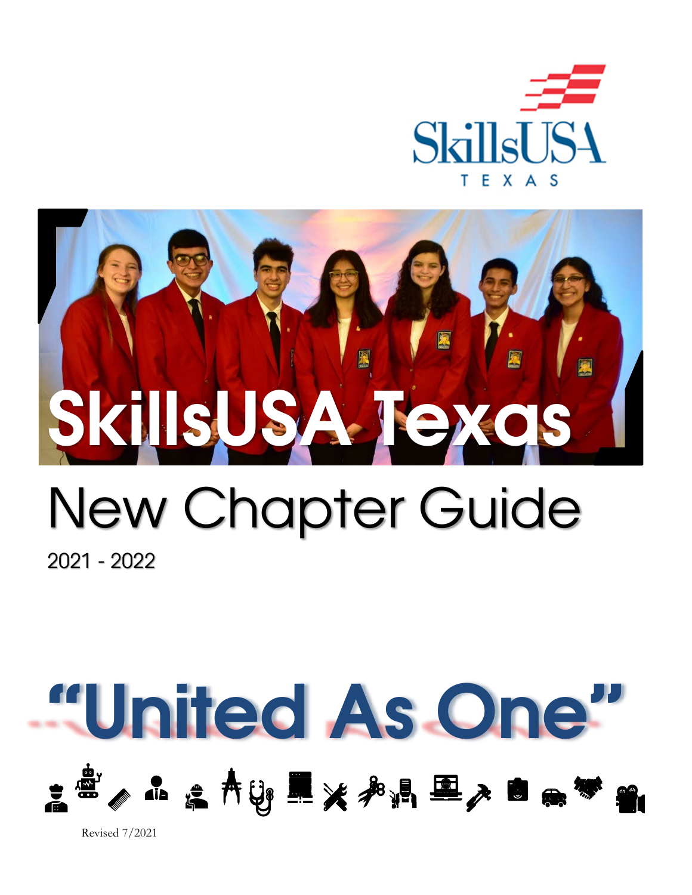SkillsUSA
TEXAS

# SkillsUSA Texas

# New Chapter Guide

2021 - 2022

## "United As One"

Revised 7/2021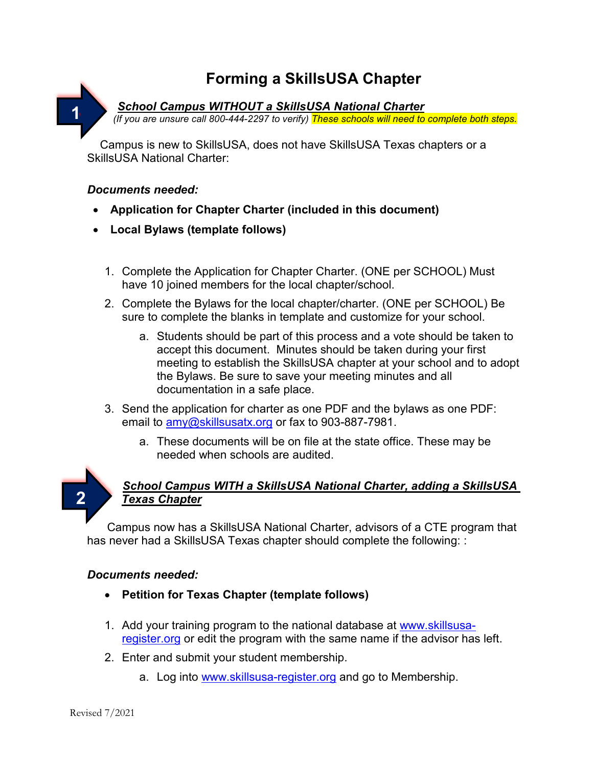# Forming a SkillsUSA Chapter

## 1 ***School Campus WITHOUT a SkillsUSA National Charter***

*(If you are unsure call 800-444-2297 to verify) These schools will need to complete both steps.*

Campus is new to SkillsUSA, does not have SkillsUSA Texas chapters or a SkillsUSA National Charter:

***Documents needed:***

- **Application for Chapter Charter (included in this document)**
- **Local Bylaws (template follows)**

1. Complete the Application for Chapter Charter. (ONE per SCHOOL) Must have 10 joined members for the local chapter/school.
2. Complete the Bylaws for the local chapter/charter. (ONE per SCHOOL) Be sure to complete the blanks in template and customize for your school.
   a. Students should be part of this process and a vote should be taken to accept this document. Minutes should be taken during your first meeting to establish the SkillsUSA chapter at your school and to adopt the Bylaws. Be sure to save your meeting minutes and all documentation in a safe place.
3. Send the application for charter as one PDF and the bylaws as one PDF: email to amy@skillsusatx.org or fax to 903-887-7981.
   a. These documents will be on file at the state office. These may be needed when schools are audited.

## 2 ***School Campus WITH a SkillsUSA National Charter, adding a SkillsUSA Texas Chapter***

Campus now has a SkillsUSA National Charter, advisors of a CTE program that has never had a SkillsUSA Texas chapter should complete the following: :

***Documents needed:***

- **Petition for Texas Chapter (template follows)**

1. Add your training program to the national database at www.skillsusa-register.org or edit the program with the same name if the advisor has left.
2. Enter and submit your student membership.
   a. Log into www.skillsusa-register.org and go to Membership.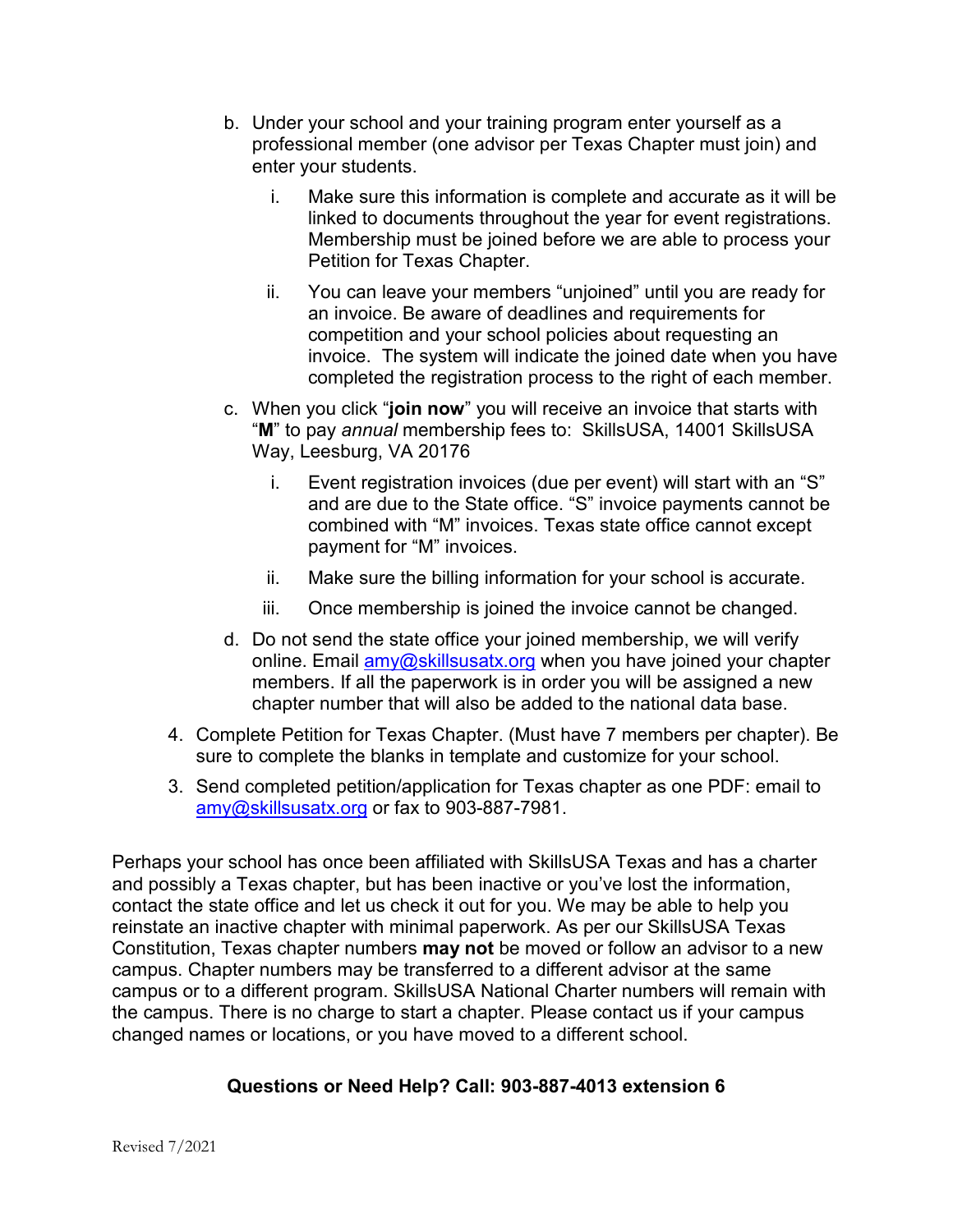b. Under your school and your training program enter yourself as a professional member (one advisor per Texas Chapter must join) and enter your students.

   i. Make sure this information is complete and accurate as it will be linked to documents throughout the year for event registrations. Membership must be joined before we are able to process your Petition for Texas Chapter.

   ii. You can leave your members "unjoined" until you are ready for an invoice. Be aware of deadlines and requirements for competition and your school policies about requesting an invoice. The system will indicate the joined date when you have completed the registration process to the right of each member.

c. When you click "**join now**" you will receive an invoice that starts with "**M**" to pay *annual* membership fees to: SkillsUSA, 14001 SkillsUSA Way, Leesburg, VA 20176

   i. Event registration invoices (due per event) will start with an "S" and are due to the State office. "S" invoice payments cannot be combined with "M" invoices. Texas state office cannot except payment for "M" invoices.

   ii. Make sure the billing information for your school is accurate.

   iii. Once membership is joined the invoice cannot be changed.

d. Do not send the state office your joined membership, we will verify online. Email amy@skillsusatx.org when you have joined your chapter members. If all the paperwork is in order you will be assigned a new chapter number that will also be added to the national data base.

4. Complete Petition for Texas Chapter. (Must have 7 members per chapter). Be sure to complete the blanks in template and customize for your school.

3. Send completed petition/application for Texas chapter as one PDF: email to amy@skillsusatx.org or fax to 903-887-7981.

Perhaps your school has once been affiliated with SkillsUSA Texas and has a charter and possibly a Texas chapter, but has been inactive or you've lost the information, contact the state office and let us check it out for you. We may be able to help you reinstate an inactive chapter with minimal paperwork. As per our SkillsUSA Texas Constitution, Texas chapter numbers **may not** be moved or follow an advisor to a new campus. Chapter numbers may be transferred to a different advisor at the same campus or to a different program. SkillsUSA National Charter numbers will remain with the campus. There is no charge to start a chapter. Please contact us if your campus changed names or locations, or you have moved to a different school.

**Questions or Need Help? Call: 903-887-4013 extension 6**

Revised 7/2021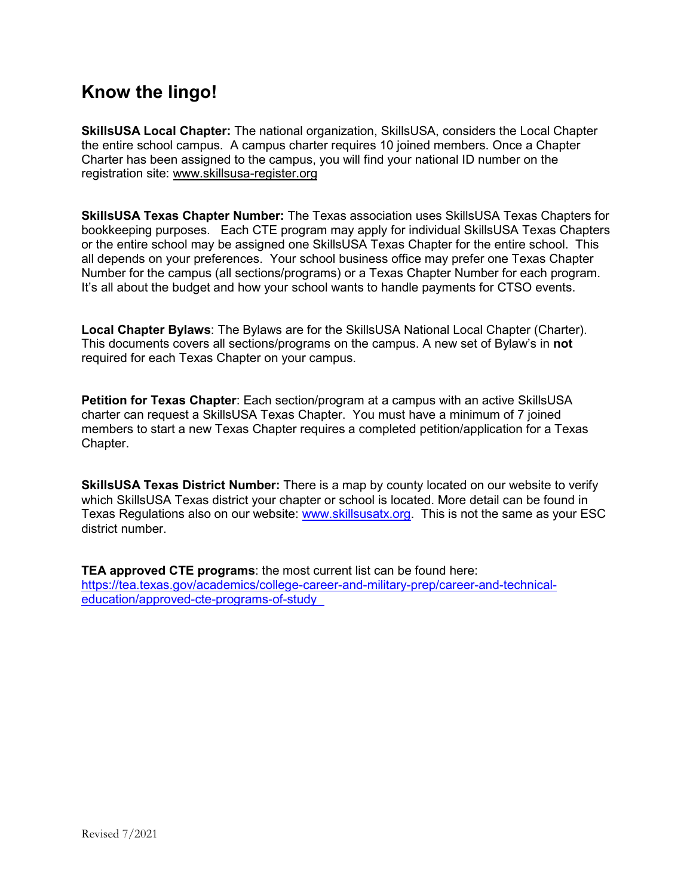# Know the lingo!

**SkillsUSA Local Chapter:** The national organization, SkillsUSA, considers the Local Chapter the entire school campus. A campus charter requires 10 joined members. Once a Chapter Charter has been assigned to the campus, you will find your national ID number on the registration site: www.skillsusa-register.org

**SkillsUSA Texas Chapter Number:** The Texas association uses SkillsUSA Texas Chapters for bookkeeping purposes. Each CTE program may apply for individual SkillsUSA Texas Chapters or the entire school may be assigned one SkillsUSA Texas Chapter for the entire school. This all depends on your preferences. Your school business office may prefer one Texas Chapter Number for the campus (all sections/programs) or a Texas Chapter Number for each program. It's all about the budget and how your school wants to handle payments for CTSO events.

**Local Chapter Bylaws**: The Bylaws are for the SkillsUSA National Local Chapter (Charter). This documents covers all sections/programs on the campus. A new set of Bylaw's in **not** required for each Texas Chapter on your campus.

**Petition for Texas Chapter**: Each section/program at a campus with an active SkillsUSA charter can request a SkillsUSA Texas Chapter. You must have a minimum of 7 joined members to start a new Texas Chapter requires a completed petition/application for a Texas Chapter.

**SkillsUSA Texas District Number:** There is a map by county located on our website to verify which SkillsUSA Texas district your chapter or school is located. More detail can be found in Texas Regulations also on our website: www.skillsusatx.org. This is not the same as your ESC district number.

**TEA approved CTE programs**: the most current list can be found here: https://tea.texas.gov/academics/college-career-and-military-prep/career-and-technical-education/approved-cte-programs-of-study

Revised 7/2021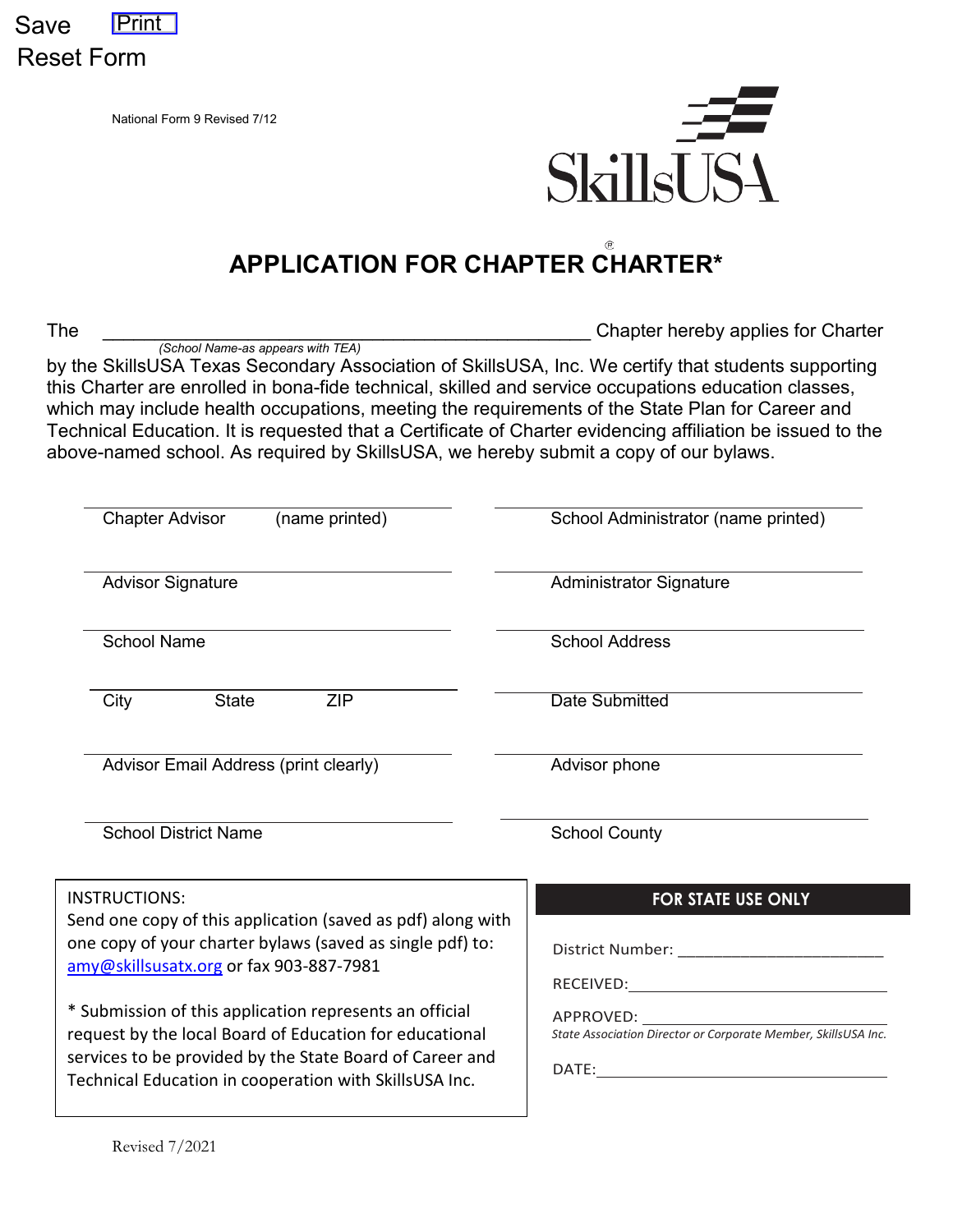Save Print
Reset Form

National Form 9 Revised 7/12

SkillsUSA

# APPLICATION FOR CHAPTER CHARTER*

The ____________________________________________ Chapter hereby applies for Charter
*(School Name-as appears with TEA)*
by the SkillsUSA Texas Secondary Association of SkillsUSA, Inc. We certify that students supporting this Charter are enrolled in bona-fide technical, skilled and service occupations education classes, which may include health occupations, meeting the requirements of the State Plan for Career and Technical Education. It is requested that a Certificate of Charter evidencing affiliation be issued to the above-named school. As required by SkillsUSA, we hereby submit a copy of our bylaws.

| | |
|---|---|
| Chapter Advisor (name printed) | School Administrator (name printed) |
| Advisor Signature | Administrator Signature |
| School Name | School Address |
| City State ZIP | Date Submitted |
| Advisor Email Address (print clearly) | Advisor phone |
| School District Name | School County |

INSTRUCTIONS:
Send one copy of this application (saved as pdf) along with one copy of your charter bylaws (saved as single pdf) to: amy@skillsusatx.org or fax 903-887-7981

* Submission of this application represents an official request by the local Board of Education for educational services to be provided by the State Board of Career and Technical Education in cooperation with SkillsUSA Inc.

**FOR STATE USE ONLY**

District Number: ________________________

RECEIVED: ________________________

APPROVED: ________________________
*State Association Director or Corporate Member, SkillsUSA Inc.*

DATE: ________________________

Revised 7/2021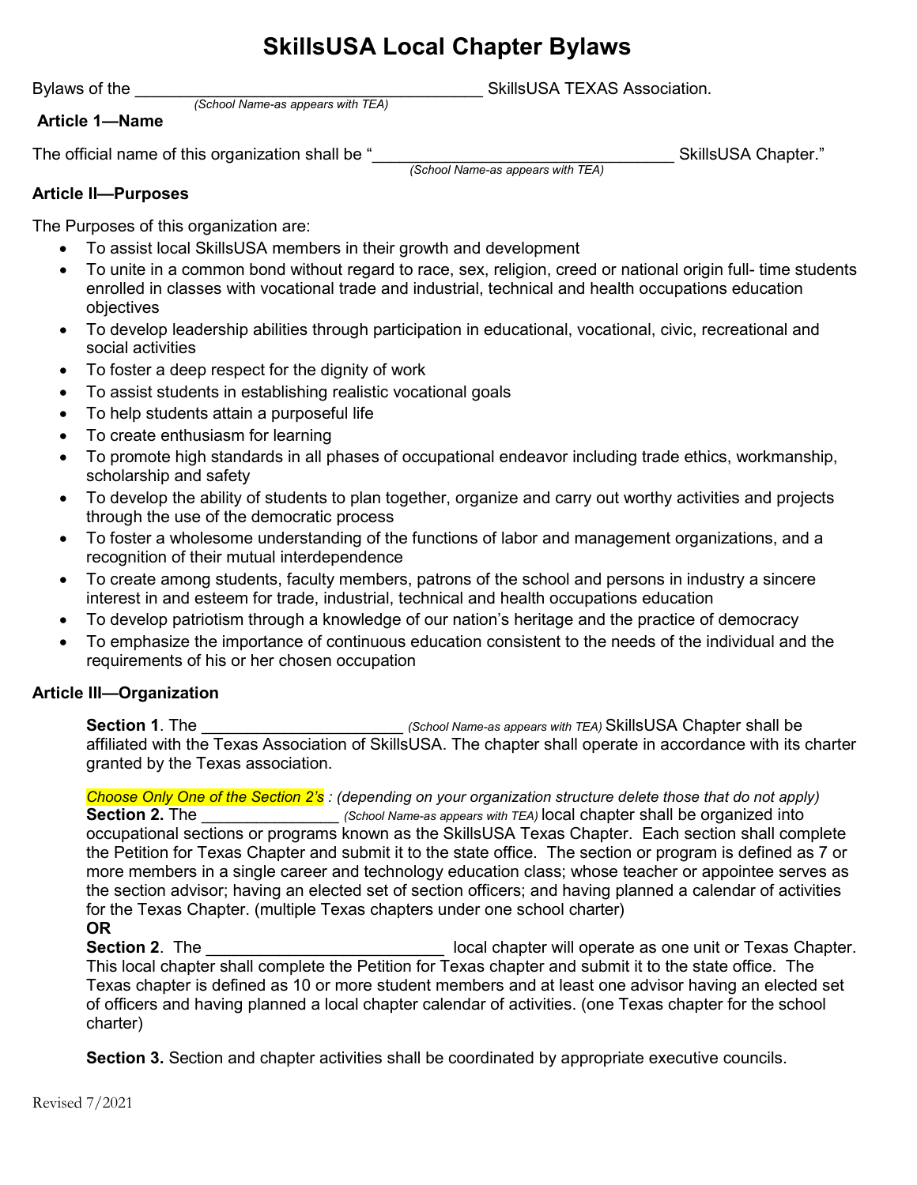# SkillsUSA Local Chapter Bylaws

Bylaws of the ______________________________________ SkillsUSA TEXAS Association.
*(School Name-as appears with TEA)*

**Article 1—Name**

The official name of this organization shall be "________________________________ SkillsUSA Chapter."
*(School Name-as appears with TEA)*

**Article II—Purposes**

The Purposes of this organization are:

- To assist local SkillsUSA members in their growth and development
- To unite in a common bond without regard to race, sex, religion, creed or national origin full- time students enrolled in classes with vocational trade and industrial, technical and health occupations education objectives
- To develop leadership abilities through participation in educational, vocational, civic, recreational and social activities
- To foster a deep respect for the dignity of work
- To assist students in establishing realistic vocational goals
- To help students attain a purposeful life
- To create enthusiasm for learning
- To promote high standards in all phases of occupational endeavor including trade ethics, workmanship, scholarship and safety
- To develop the ability of students to plan together, organize and carry out worthy activities and projects through the use of the democratic process
- To foster a wholesome understanding of the functions of labor and management organizations, and a recognition of their mutual interdependence
- To create among students, faculty members, patrons of the school and persons in industry a sincere interest in and esteem for trade, industrial, technical and health occupations education
- To develop patriotism through a knowledge of our nation's heritage and the practice of democracy
- To emphasize the importance of continuous education consistent to the needs of the individual and the requirements of his or her chosen occupation

**Article III—Organization**

**Section 1**. The ______________________ *(School Name-as appears with TEA)* SkillsUSA Chapter shall be affiliated with the Texas Association of SkillsUSA. The chapter shall operate in accordance with its charter granted by the Texas association.

*Choose Only One of the Section 2's : (depending on your organization structure delete those that do not apply)*
**Section 2.** The _______________ *(School Name-as appears with TEA)* local chapter shall be organized into occupational sections or programs known as the SkillsUSA Texas Chapter. Each section shall complete the Petition for Texas Chapter and submit it to the state office. The section or program is defined as 7 or more members in a single career and technology education class; whose teacher or appointee serves as the section advisor; having an elected set of section officers; and having planned a calendar of activities for the Texas Chapter. (multiple Texas chapters under one school charter)
**OR**
**Section 2**. The __________________________ local chapter will operate as one unit or Texas Chapter. This local chapter shall complete the Petition for Texas chapter and submit it to the state office. The Texas chapter is defined as 10 or more student members and at least one advisor having an elected set of officers and having planned a local chapter calendar of activities. (one Texas chapter for the school charter)

**Section 3.** Section and chapter activities shall be coordinated by appropriate executive councils.

Revised 7/2021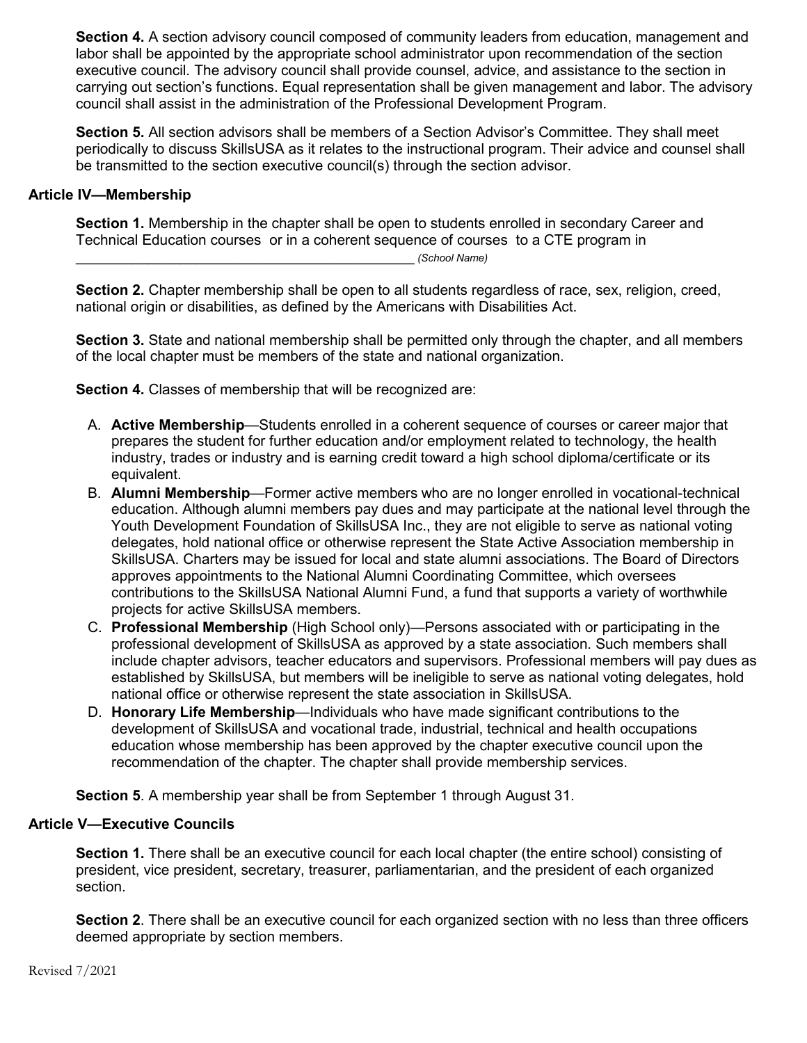**Section 4.** A section advisory council composed of community leaders from education, management and labor shall be appointed by the appropriate school administrator upon recommendation of the section executive council. The advisory council shall provide counsel, advice, and assistance to the section in carrying out section's functions. Equal representation shall be given management and labor. The advisory council shall assist in the administration of the Professional Development Program.

**Section 5.** All section advisors shall be members of a Section Advisor's Committee. They shall meet periodically to discuss SkillsUSA as it relates to the instructional program. Their advice and counsel shall be transmitted to the section executive council(s) through the section advisor.

### Article IV—Membership

**Section 1.** Membership in the chapter shall be open to students enrolled in secondary Career and Technical Education courses or in a coherent sequence of courses to a CTE program in
_______________________________________________ *(School Name)*

**Section 2.** Chapter membership shall be open to all students regardless of race, sex, religion, creed, national origin or disabilities, as defined by the Americans with Disabilities Act.

**Section 3.** State and national membership shall be permitted only through the chapter, and all members of the local chapter must be members of the state and national organization.

**Section 4.** Classes of membership that will be recognized are:

A. **Active Membership**—Students enrolled in a coherent sequence of courses or career major that prepares the student for further education and/or employment related to technology, the health industry, trades or industry and is earning credit toward a high school diploma/certificate or its equivalent.
B. **Alumni Membership**—Former active members who are no longer enrolled in vocational-technical education. Although alumni members pay dues and may participate at the national level through the Youth Development Foundation of SkillsUSA Inc., they are not eligible to serve as national voting delegates, hold national office or otherwise represent the State Active Association membership in SkillsUSA. Charters may be issued for local and state alumni associations. The Board of Directors approves appointments to the National Alumni Coordinating Committee, which oversees contributions to the SkillsUSA National Alumni Fund, a fund that supports a variety of worthwhile projects for active SkillsUSA members.
C. **Professional Membership** (High School only)—Persons associated with or participating in the professional development of SkillsUSA as approved by a state association. Such members shall include chapter advisors, teacher educators and supervisors. Professional members will pay dues as established by SkillsUSA, but members will be ineligible to serve as national voting delegates, hold national office or otherwise represent the state association in SkillsUSA.
D. **Honorary Life Membership**—Individuals who have made significant contributions to the development of SkillsUSA and vocational trade, industrial, technical and health occupations education whose membership has been approved by the chapter executive council upon the recommendation of the chapter. The chapter shall provide membership services.

**Section 5**. A membership year shall be from September 1 through August 31.

### Article V—Executive Councils

**Section 1.** There shall be an executive council for each local chapter (the entire school) consisting of president, vice president, secretary, treasurer, parliamentarian, and the president of each organized section.

**Section 2**. There shall be an executive council for each organized section with no less than three officers deemed appropriate by section members.

Revised 7/2021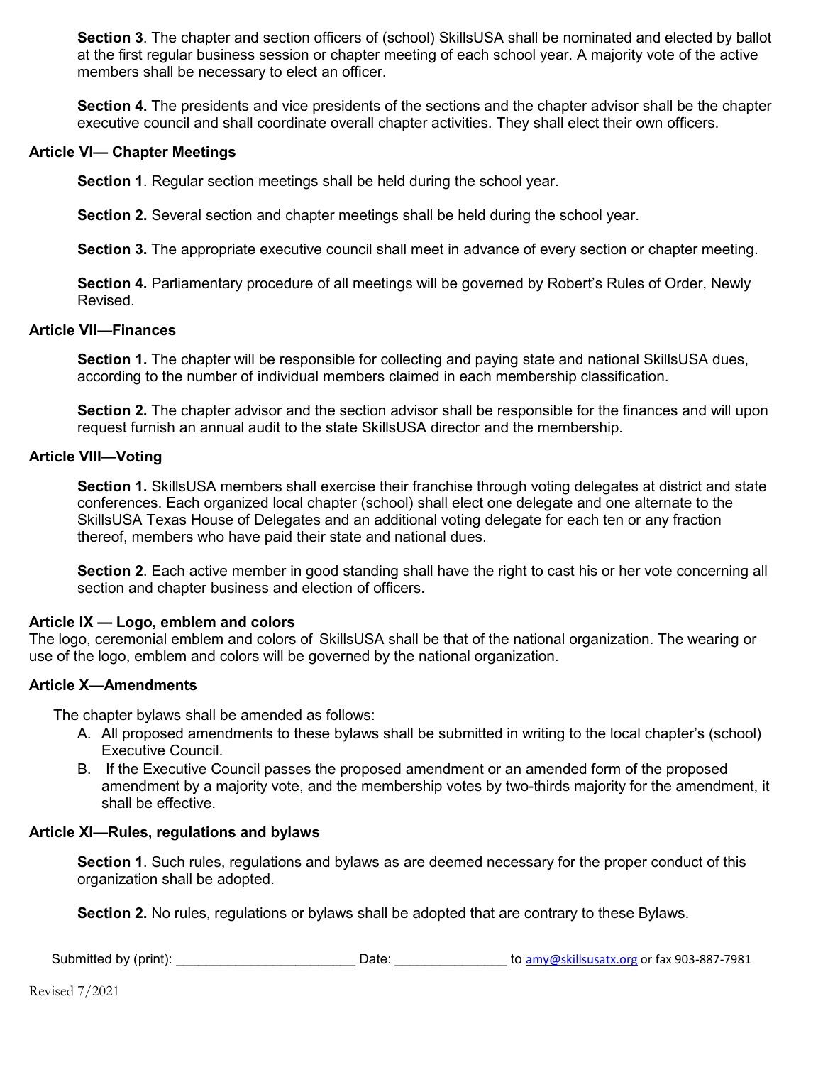**Section 3**. The chapter and section officers of (school) SkillsUSA shall be nominated and elected by ballot at the first regular business session or chapter meeting of each school year. A majority vote of the active members shall be necessary to elect an officer.

**Section 4.** The presidents and vice presidents of the sections and the chapter advisor shall be the chapter executive council and shall coordinate overall chapter activities. They shall elect their own officers.

**Article VI— Chapter Meetings**

**Section 1**. Regular section meetings shall be held during the school year.

**Section 2.** Several section and chapter meetings shall be held during the school year.

**Section 3.** The appropriate executive council shall meet in advance of every section or chapter meeting.

**Section 4.** Parliamentary procedure of all meetings will be governed by Robert's Rules of Order, Newly Revised.

**Article VII—Finances**

**Section 1.** The chapter will be responsible for collecting and paying state and national SkillsUSA dues, according to the number of individual members claimed in each membership classification.

**Section 2.** The chapter advisor and the section advisor shall be responsible for the finances and will upon request furnish an annual audit to the state SkillsUSA director and the membership.

**Article VIII—Voting**

**Section 1.** SkillsUSA members shall exercise their franchise through voting delegates at district and state conferences. Each organized local chapter (school) shall elect one delegate and one alternate to the SkillsUSA Texas House of Delegates and an additional voting delegate for each ten or any fraction thereof, members who have paid their state and national dues.

**Section 2**. Each active member in good standing shall have the right to cast his or her vote concerning all section and chapter business and election of officers.

**Article IX — Logo, emblem and colors**

The logo, ceremonial emblem and colors of SkillsUSA shall be that of the national organization. The wearing or use of the logo, emblem and colors will be governed by the national organization.

**Article X—Amendments**

The chapter bylaws shall be amended as follows:

A. All proposed amendments to these bylaws shall be submitted in writing to the local chapter's (school) Executive Council.

B. If the Executive Council passes the proposed amendment or an amended form of the proposed amendment by a majority vote, and the membership votes by two-thirds majority for the amendment, it shall be effective.

**Article XI—Rules, regulations and bylaws**

**Section 1**. Such rules, regulations and bylaws as are deemed necessary for the proper conduct of this organization shall be adopted.

**Section 2.** No rules, regulations or bylaws shall be adopted that are contrary to these Bylaws.

Submitted by (print): ________________________ Date: _______________ to amy@skillsusatx.org or fax 903-887-7981

Revised 7/2021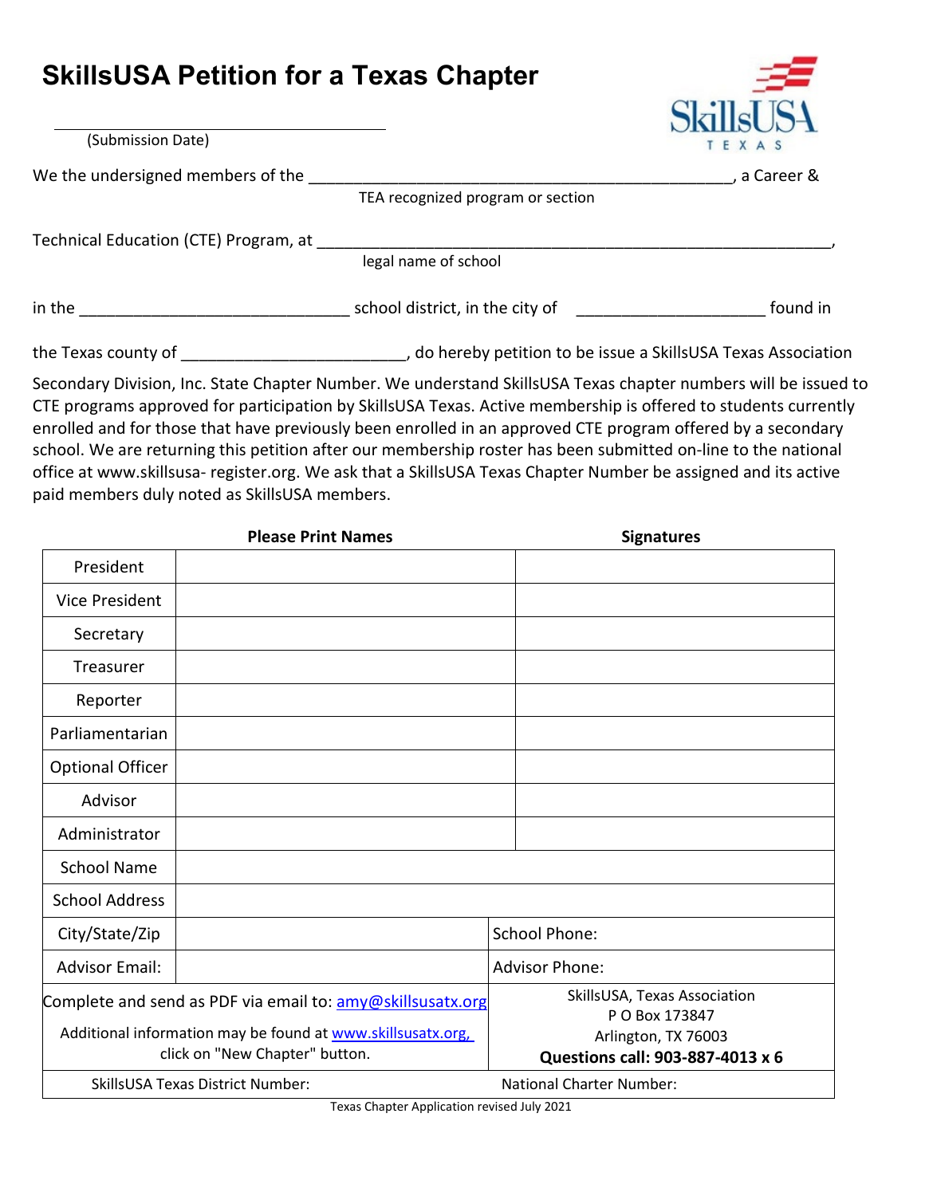# SkillsUSA Petition for a Texas Chapter

SkillsUSA TEXAS

______________________________
(Submission Date)

We the undersigned members of the ______________________________________________, a Career &
TEA recognized program or section

Technical Education (CTE) Program, at _______________________________________________________,
legal name of school

in the ___________________________ school district, in the city of ___________________ found in

the Texas county of ______________________, do hereby petition to be issue a SkillsUSA Texas Association Secondary Division, Inc. State Chapter Number. We understand SkillsUSA Texas chapter numbers will be issued to CTE programs approved for participation by SkillsUSA Texas. Active membership is offered to students currently enrolled and for those that have previously been enrolled in an approved CTE program offered by a secondary school. We are returning this petition after our membership roster has been submitted on-line to the national office at www.skillsusa- register.org. We ask that a SkillsUSA Texas Chapter Number be assigned and its active paid members duly noted as SkillsUSA members.

| | **Please Print Names** | **Signatures** |
|---|---|---|
| President | | |
| Vice President | | |
| Secretary | | |
| Treasurer | | |
| Reporter | | |
| Parliamentarian | | |
| Optional Officer | | |
| Advisor | | |
| Administrator | | |
| School Name | | |
| School Address | | |
| City/State/Zip | | School Phone: |
| Advisor Email: | | Advisor Phone: |

| | |
|---|---|
| Complete and send as PDF via email to: amy@skillsusatx.org<br>Additional information may be found at www.skillsusatx.org, click on "New Chapter" button. | SkillsUSA, Texas Association<br>P O Box 173847<br>Arlington, TX 76003<br>**Questions call: 903-887-4013 x 6** |
| SkillsUSA Texas District Number: | National Charter Number: |

Texas Chapter Application revised July 2021